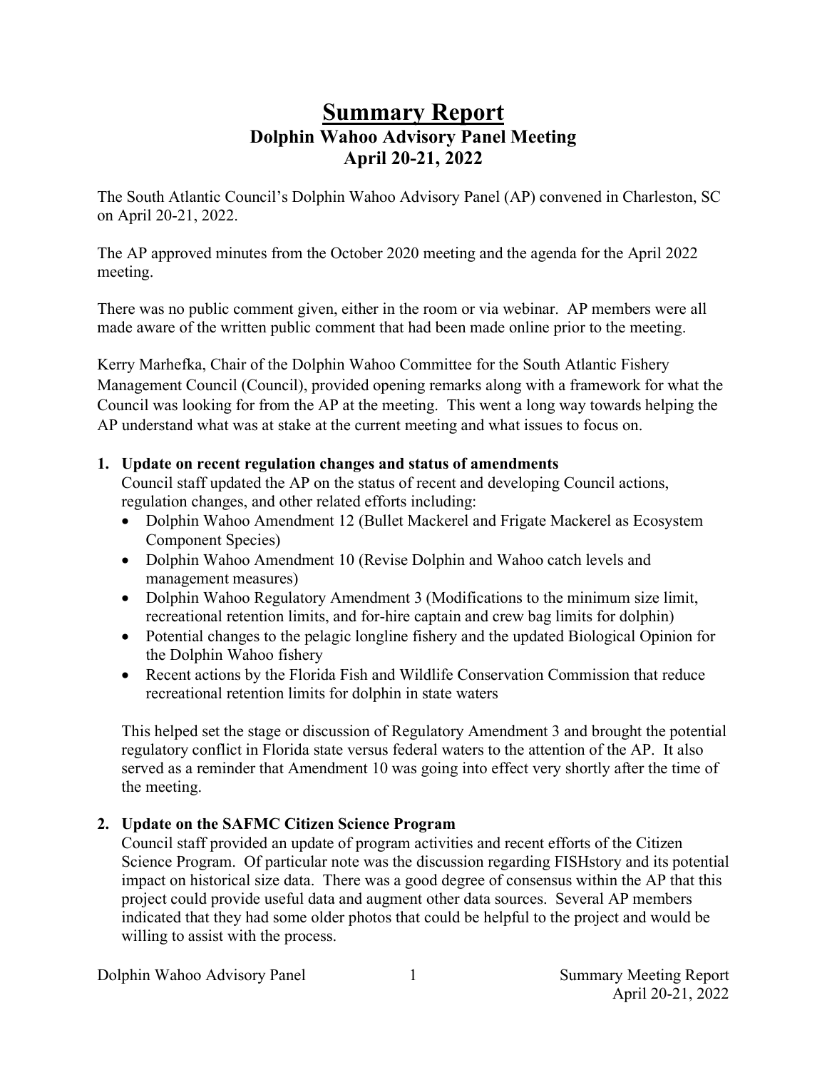# Summary Report

## Dolphin Wahoo Advisory Panel Meeting

## April 20-21, 2022

The South Atlantic Council's Dolphin Wahoo Advisory Panel (AP) convened in Charleston, SC on April 20-21, 2022.

The AP approved minutes from the October 2020 meeting and the agenda for the April 2022 meeting.

There was no public comment given, either in the room or via webinar. AP members were all made aware of the written public comment that had been made online prior to the meeting.

Kerry Marhefka, Chair of the Dolphin Wahoo Committee for the South Atlantic Fishery Management Council (Council), provided opening remarks along with a framework for what the Council was looking for from the AP at the meeting. This went a long way towards helping the AP understand what was at stake at the current meeting and what issues to focus on.

1. **Update on recent regulation changes and status of amendments**

   Council staff updated the AP on the status of recent and developing Council actions, regulation changes, and other related efforts including:

   - Dolphin Wahoo Amendment 12 (Bullet Mackerel and Frigate Mackerel as Ecosystem Component Species)
   - Dolphin Wahoo Amendment 10 (Revise Dolphin and Wahoo catch levels and management measures)
   - Dolphin Wahoo Regulatory Amendment 3 (Modifications to the minimum size limit, recreational retention limits, and for-hire captain and crew bag limits for dolphin)
   - Potential changes to the pelagic longline fishery and the updated Biological Opinion for the Dolphin Wahoo fishery
   - Recent actions by the Florida Fish and Wildlife Conservation Commission that reduce recreational retention limits for dolphin in state waters

   This helped set the stage or discussion of Regulatory Amendment 3 and brought the potential regulatory conflict in Florida state versus federal waters to the attention of the AP. It also served as a reminder that Amendment 10 was going into effect very shortly after the time of the meeting.

2. **Update on the SAFMC Citizen Science Program**

   Council staff provided an update of program activities and recent efforts of the Citizen Science Program. Of particular note was the discussion regarding FISHstory and its potential impact on historical size data. There was a good degree of consensus within the AP that this project could provide useful data and augment other data sources. Several AP members indicated that they had some older photos that could be helpful to the project and would be willing to assist with the process.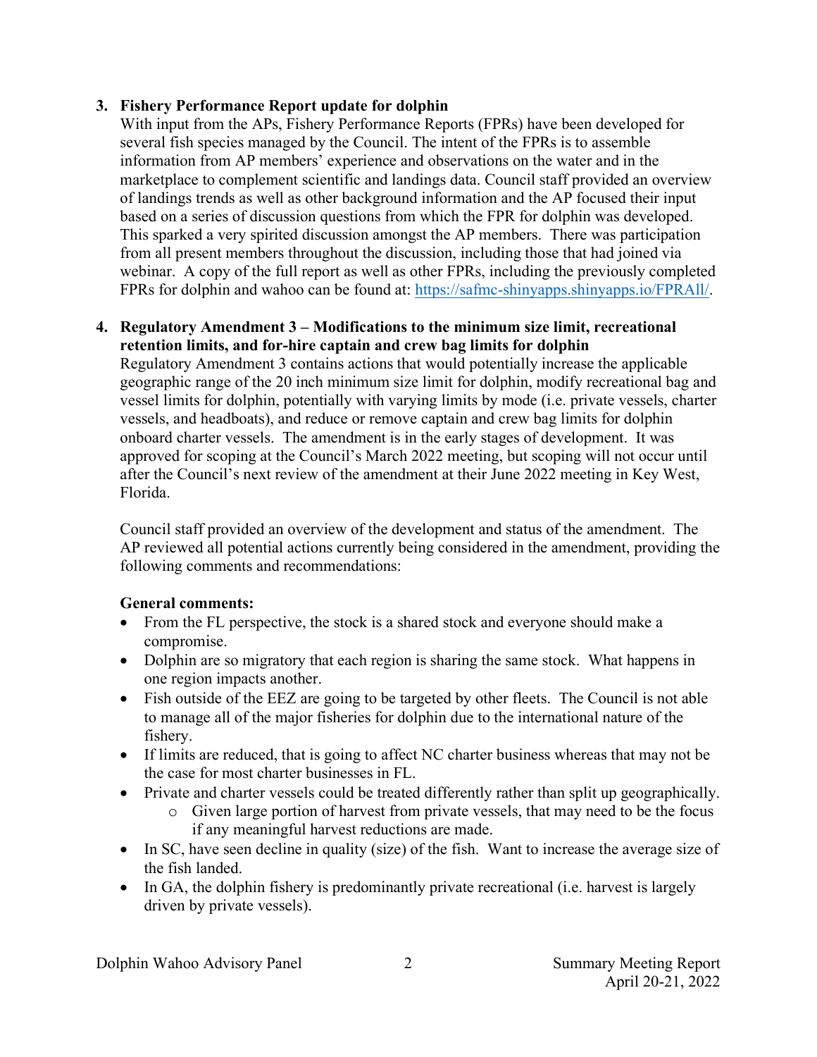3. **Fishery Performance Report update for dolphin**

   With input from the APs, Fishery Performance Reports (FPRs) have been developed for several fish species managed by the Council. The intent of the FPRs is to assemble information from AP members' experience and observations on the water and in the marketplace to complement scientific and landings data. Council staff provided an overview of landings trends as well as other background information and the AP focused their input based on a series of discussion questions from which the FPR for dolphin was developed. This sparked a very spirited discussion amongst the AP members. There was participation from all present members throughout the discussion, including those that had joined via webinar. A copy of the full report as well as other FPRs, including the previously completed FPRs for dolphin and wahoo can be found at: https://safmc-shinyapps.shinyapps.io/FPRAll/.

4. **Regulatory Amendment 3 – Modifications to the minimum size limit, recreational retention limits, and for-hire captain and crew bag limits for dolphin**

   Regulatory Amendment 3 contains actions that would potentially increase the applicable geographic range of the 20 inch minimum size limit for dolphin, modify recreational bag and vessel limits for dolphin, potentially with varying limits by mode (i.e. private vessels, charter vessels, and headboats), and reduce or remove captain and crew bag limits for dolphin onboard charter vessels. The amendment is in the early stages of development. It was approved for scoping at the Council's March 2022 meeting, but scoping will not occur until after the Council's next review of the amendment at their June 2022 meeting in Key West, Florida.

   Council staff provided an overview of the development and status of the amendment. The AP reviewed all potential actions currently being considered in the amendment, providing the following comments and recommendations:

   **General comments:**

   - From the FL perspective, the stock is a shared stock and everyone should make a compromise.
   - Dolphin are so migratory that each region is sharing the same stock. What happens in one region impacts another.
   - Fish outside of the EEZ are going to be targeted by other fleets. The Council is not able to manage all of the major fisheries for dolphin due to the international nature of the fishery.
   - If limits are reduced, that is going to affect NC charter business whereas that may not be the case for most charter businesses in FL.
   - Private and charter vessels could be treated differently rather than split up geographically.
     - Given large portion of harvest from private vessels, that may need to be the focus if any meaningful harvest reductions are made.
   - In SC, have seen decline in quality (size) of the fish. Want to increase the average size of the fish landed.
   - In GA, the dolphin fishery is predominantly private recreational (i.e. harvest is largely driven by private vessels).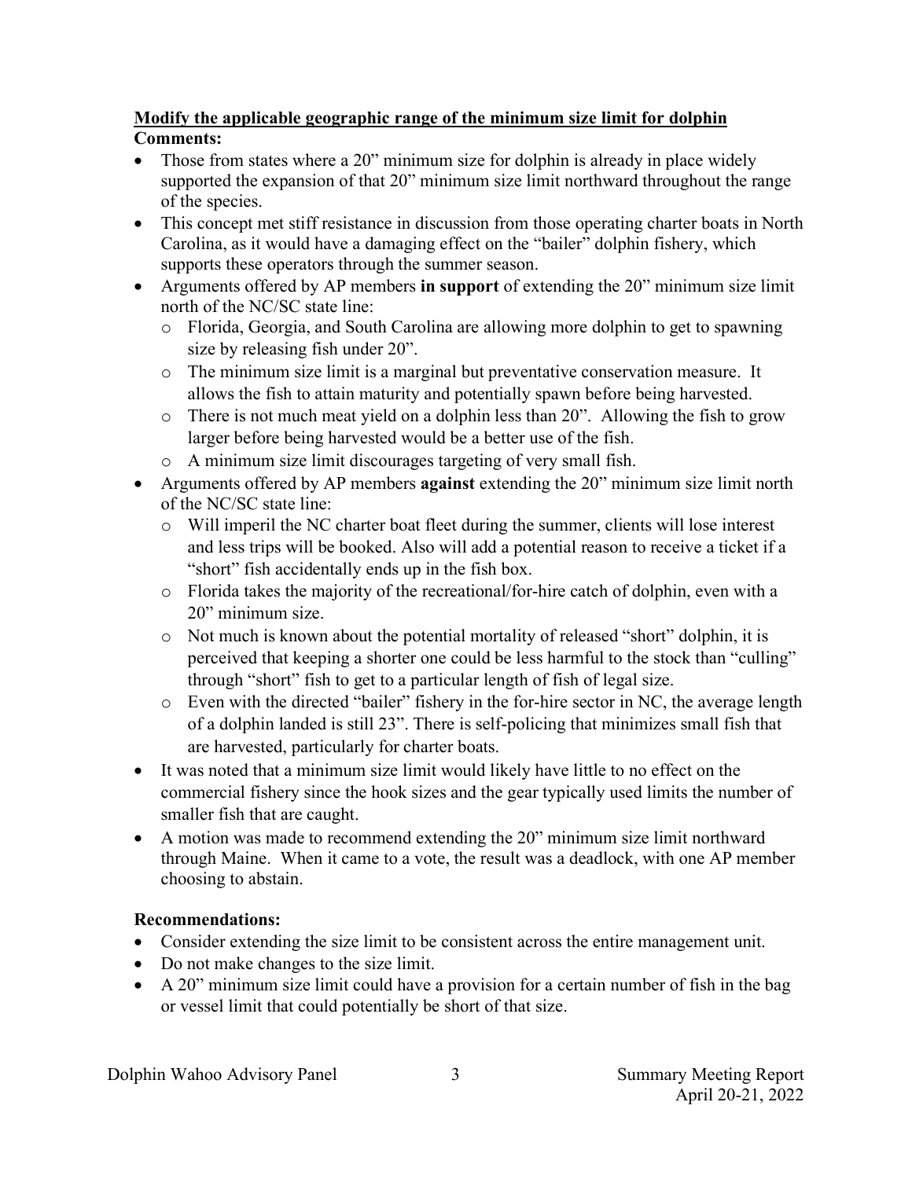**Modify the applicable geographic range of the minimum size limit for dolphin**

**Comments:**

- Those from states where a 20" minimum size for dolphin is already in place widely supported the expansion of that 20" minimum size limit northward throughout the range of the species.
- This concept met stiff resistance in discussion from those operating charter boats in North Carolina, as it would have a damaging effect on the "bailer" dolphin fishery, which supports these operators through the summer season.
- Arguments offered by AP members **in support** of extending the 20" minimum size limit north of the NC/SC state line:
  - Florida, Georgia, and South Carolina are allowing more dolphin to get to spawning size by releasing fish under 20".
  - The minimum size limit is a marginal but preventative conservation measure. It allows the fish to attain maturity and potentially spawn before being harvested.
  - There is not much meat yield on a dolphin less than 20". Allowing the fish to grow larger before being harvested would be a better use of the fish.
  - A minimum size limit discourages targeting of very small fish.
- Arguments offered by AP members **against** extending the 20" minimum size limit north of the NC/SC state line:
  - Will imperil the NC charter boat fleet during the summer, clients will lose interest and less trips will be booked. Also will add a potential reason to receive a ticket if a "short" fish accidentally ends up in the fish box.
  - Florida takes the majority of the recreational/for-hire catch of dolphin, even with a 20" minimum size.
  - Not much is known about the potential mortality of released "short" dolphin, it is perceived that keeping a shorter one could be less harmful to the stock than "culling" through "short" fish to get to a particular length of fish of legal size.
  - Even with the directed "bailer" fishery in the for-hire sector in NC, the average length of a dolphin landed is still 23". There is self-policing that minimizes small fish that are harvested, particularly for charter boats.
- It was noted that a minimum size limit would likely have little to no effect on the commercial fishery since the hook sizes and the gear typically used limits the number of smaller fish that are caught.
- A motion was made to recommend extending the 20" minimum size limit northward through Maine. When it came to a vote, the result was a deadlock, with one AP member choosing to abstain.

**Recommendations:**

- Consider extending the size limit to be consistent across the entire management unit.
- Do not make changes to the size limit.
- A 20" minimum size limit could have a provision for a certain number of fish in the bag or vessel limit that could potentially be short of that size.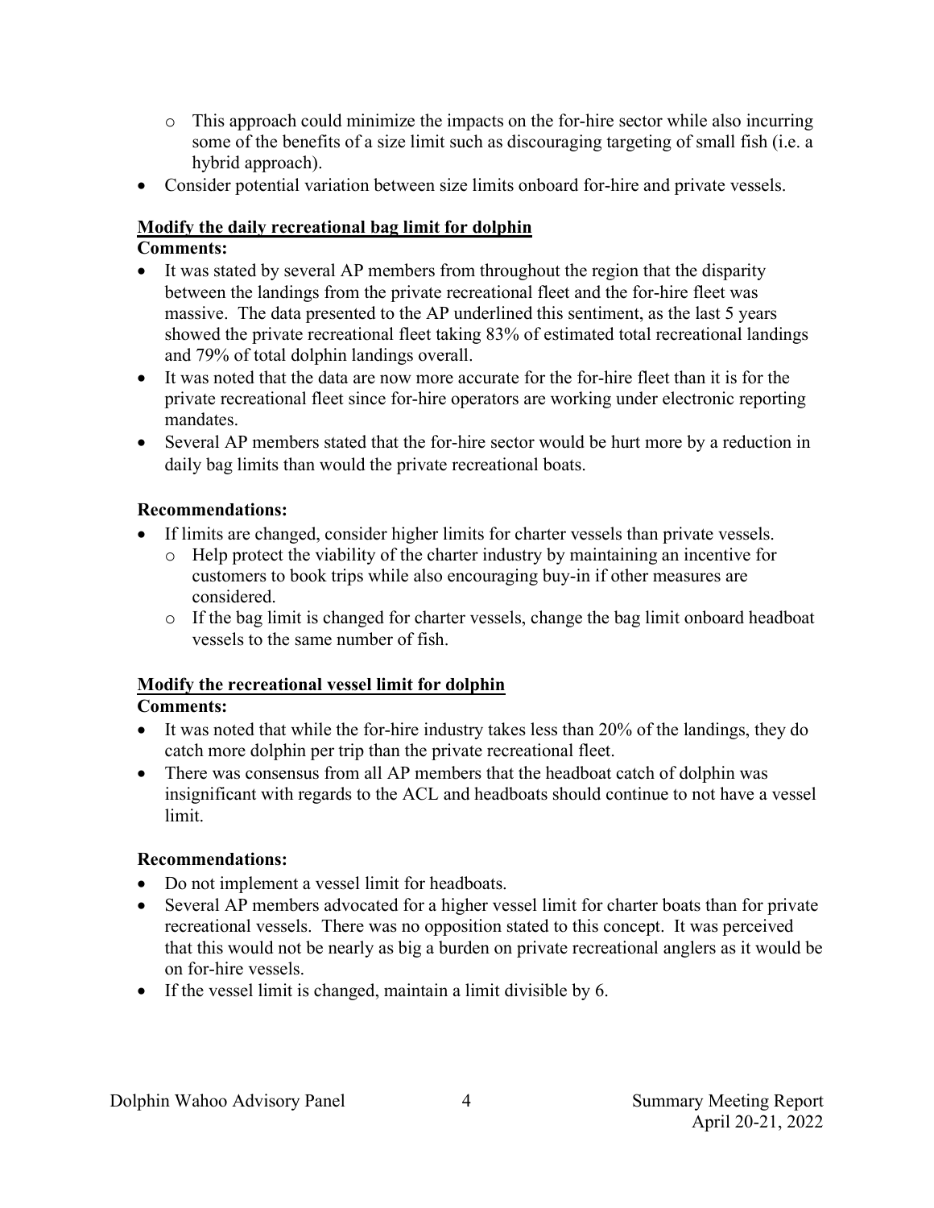- This approach could minimize the impacts on the for-hire sector while also incurring some of the benefits of a size limit such as discouraging targeting of small fish (i.e. a hybrid approach).
- Consider potential variation between size limits onboard for-hire and private vessels.

**Modify the daily recreational bag limit for dolphin**

**Comments:**

- It was stated by several AP members from throughout the region that the disparity between the landings from the private recreational fleet and the for-hire fleet was massive. The data presented to the AP underlined this sentiment, as the last 5 years showed the private recreational fleet taking 83% of estimated total recreational landings and 79% of total dolphin landings overall.
- It was noted that the data are now more accurate for the for-hire fleet than it is for the private recreational fleet since for-hire operators are working under electronic reporting mandates.
- Several AP members stated that the for-hire sector would be hurt more by a reduction in daily bag limits than would the private recreational boats.

**Recommendations:**

- If limits are changed, consider higher limits for charter vessels than private vessels.
  - Help protect the viability of the charter industry by maintaining an incentive for customers to book trips while also encouraging buy-in if other measures are considered.
  - If the bag limit is changed for charter vessels, change the bag limit onboard headboat vessels to the same number of fish.

**Modify the recreational vessel limit for dolphin**

**Comments:**

- It was noted that while the for-hire industry takes less than 20% of the landings, they do catch more dolphin per trip than the private recreational fleet.
- There was consensus from all AP members that the headboat catch of dolphin was insignificant with regards to the ACL and headboats should continue to not have a vessel limit.

**Recommendations:**

- Do not implement a vessel limit for headboats.
- Several AP members advocated for a higher vessel limit for charter boats than for private recreational vessels. There was no opposition stated to this concept. It was perceived that this would not be nearly as big a burden on private recreational anglers as it would be on for-hire vessels.
- If the vessel limit is changed, maintain a limit divisible by 6.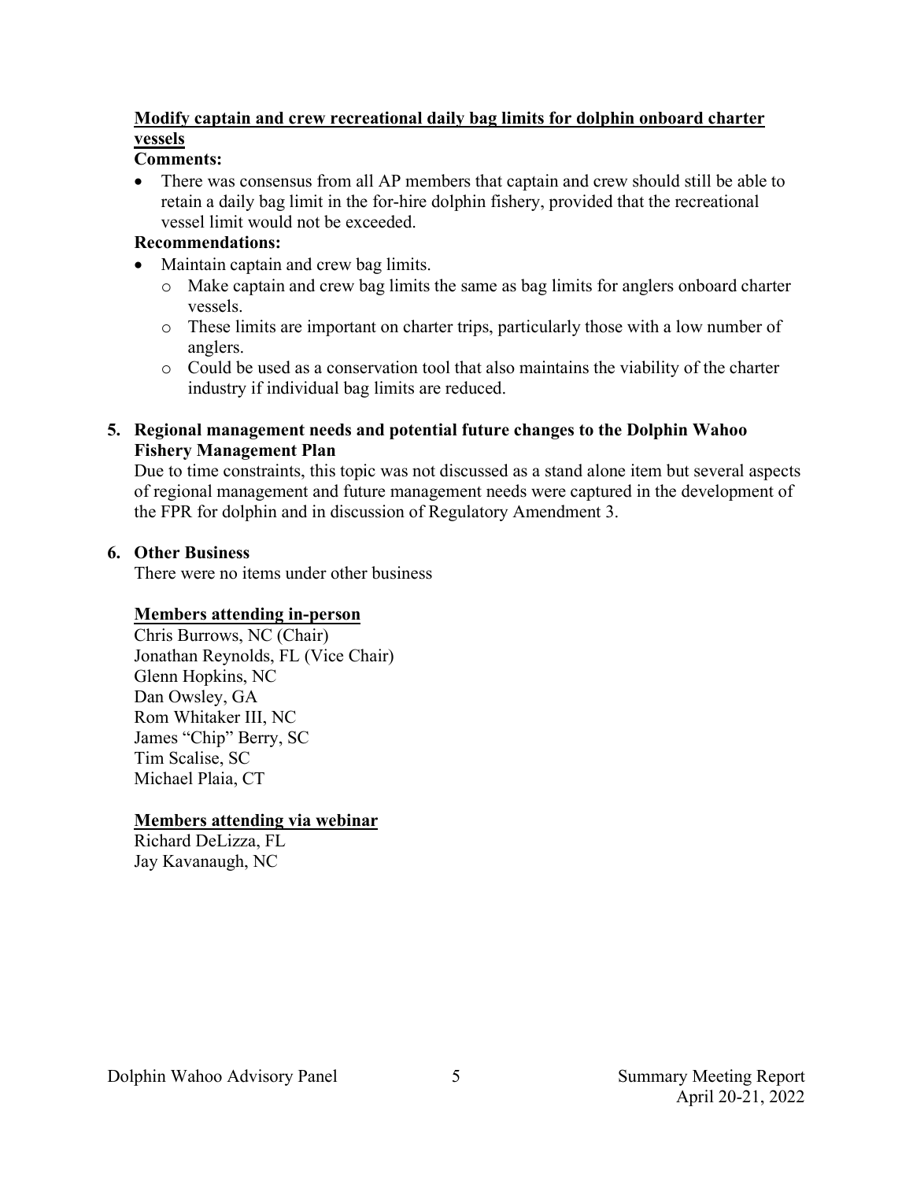**Modify captain and crew recreational daily bag limits for dolphin onboard charter vessels**

**Comments:**

- There was consensus from all AP members that captain and crew should still be able to retain a daily bag limit in the for-hire dolphin fishery, provided that the recreational vessel limit would not be exceeded.

**Recommendations:**

- Maintain captain and crew bag limits.
  - Make captain and crew bag limits the same as bag limits for anglers onboard charter vessels.
  - These limits are important on charter trips, particularly those with a low number of anglers.
  - Could be used as a conservation tool that also maintains the viability of the charter industry if individual bag limits are reduced.

**5. Regional management needs and potential future changes to the Dolphin Wahoo Fishery Management Plan**

Due to time constraints, this topic was not discussed as a stand alone item but several aspects of regional management and future management needs were captured in the development of the FPR for dolphin and in discussion of Regulatory Amendment 3.

**6. Other Business**

There were no items under other business

**Members attending in-person**

Chris Burrows, NC (Chair)
Jonathan Reynolds, FL (Vice Chair)
Glenn Hopkins, NC
Dan Owsley, GA
Rom Whitaker III, NC
James "Chip" Berry, SC
Tim Scalise, SC
Michael Plaia, CT

**Members attending via webinar**

Richard DeLizza, FL
Jay Kavanaugh, NC